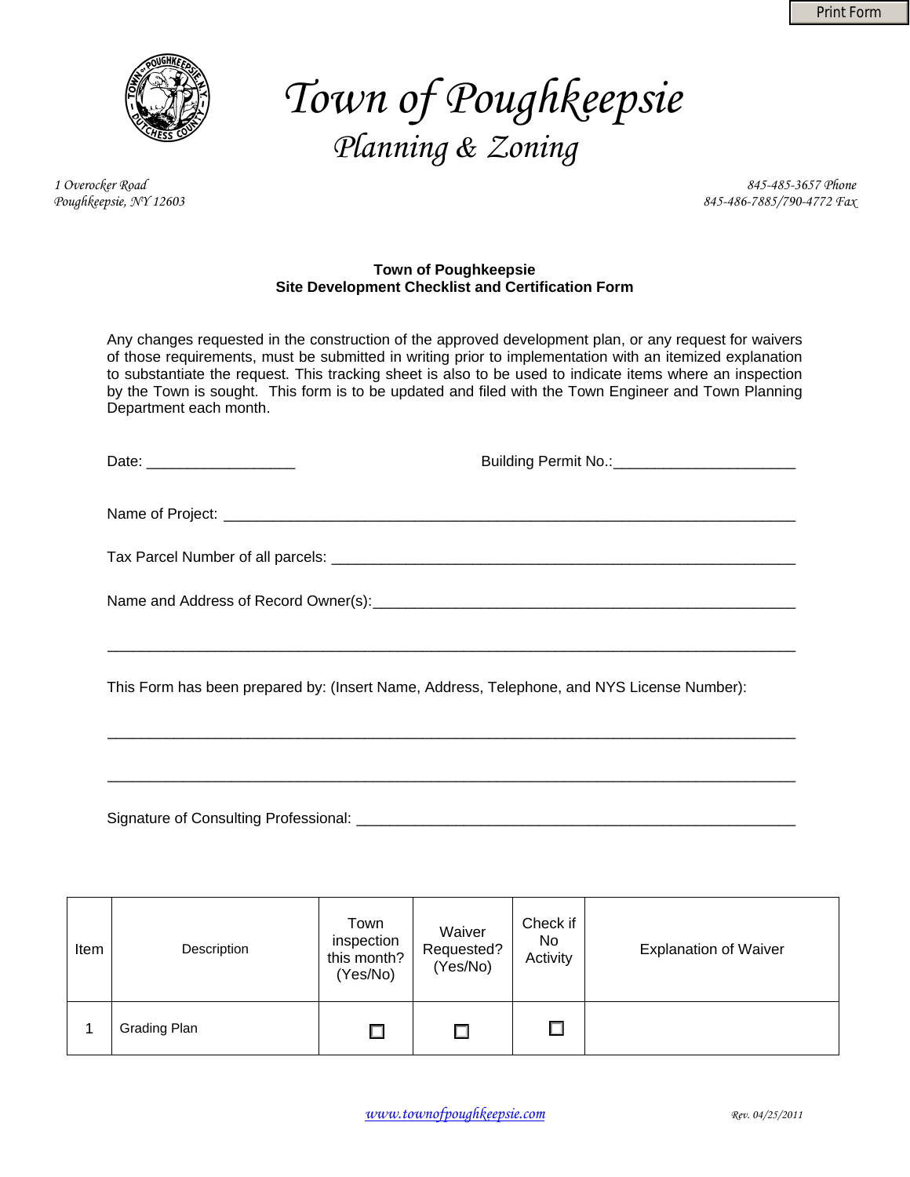# Town of Poughkeepsie

## Planning & Zoning

1 Overocker Road
Poughkeepsie, NY 12603

845-485-3657 Phone
845-486-7885/790-4772 Fax

**Town of Poughkeepsie**
**Site Development Checklist and Certification Form**

Any changes requested in the construction of the approved development plan, or any request for waivers of those requirements, must be submitted in writing prior to implementation with an itemized explanation to substantiate the request. This tracking sheet is also to be used to indicate items where an inspection by the Town is sought. This form is to be updated and filed with the Town Engineer and Town Planning Department each month.

Date: __________________ Building Permit No.:______________________

Name of Project: ___________________________________________________________________________

Tax Parcel Number of all parcels: ____________________________________________________________

Name and Address of Record Owner(s):______________________________________________________

_________________________________________________________________________________________

This Form has been prepared by: (Insert Name, Address, Telephone, and NYS License Number):

_________________________________________________________________________________________

_________________________________________________________________________________________

Signature of Consulting Professional: ________________________________________________________

| Item | Description | Town inspection this month? (Yes/No) | Waiver Requested? (Yes/No) | Check if No Activity | Explanation of Waiver |
|---|---|---|---|---|---|
| 1 | Grading Plan | ☐ | ☐ | ☐ | |

www.townofpoughkeepsie.com

Rev. 04/25/2011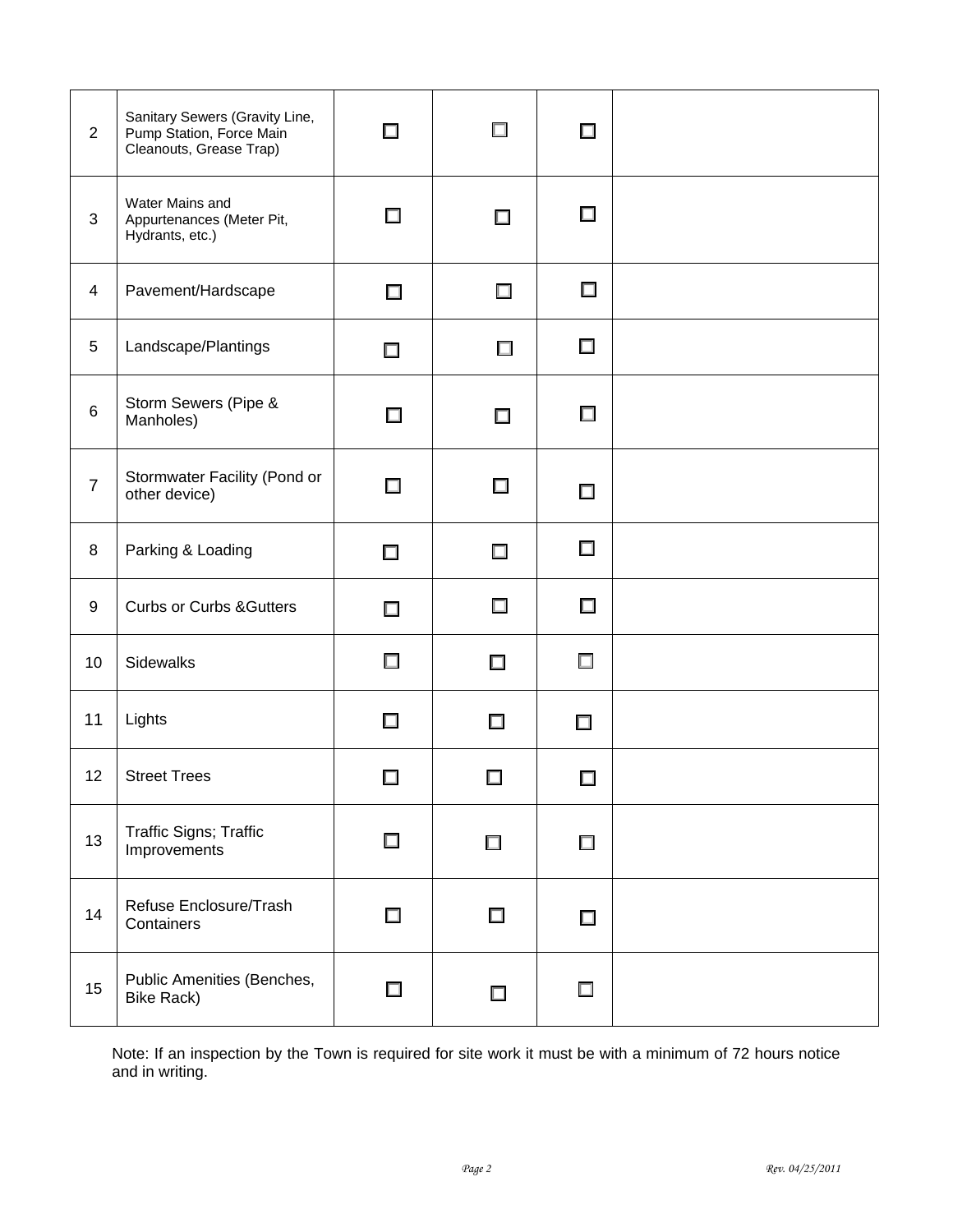| | | | | | |
|---|---|---|---|---|---|
| 2 | Sanitary Sewers (Gravity Line, Pump Station, Force Main Cleanouts, Grease Trap) | ☐ | ☐ | ☐ | |
| 3 | Water Mains and Appurtenances (Meter Pit, Hydrants, etc.) | ☐ | ☐ | ☐ | |
| 4 | Pavement/Hardscape | ☐ | ☐ | ☐ | |
| 5 | Landscape/Plantings | ☐ | ☐ | ☐ | |
| 6 | Storm Sewers (Pipe & Manholes) | ☐ | ☐ | ☐ | |
| 7 | Stormwater Facility (Pond or other device) | ☐ | ☐ | ☐ | |
| 8 | Parking & Loading | ☐ | ☐ | ☐ | |
| 9 | Curbs or Curbs &Gutters | ☐ | ☐ | ☐ | |
| 10 | Sidewalks | ☐ | ☐ | ☐ | |
| 11 | Lights | ☐ | ☐ | ☐ | |
| 12 | Street Trees | ☐ | ☐ | ☐ | |
| 13 | Traffic Signs; Traffic Improvements | ☐ | ☐ | ☐ | |
| 14 | Refuse Enclosure/Trash Containers | ☐ | ☐ | ☐ | |
| 15 | Public Amenities (Benches, Bike Rack) | ☐ | ☐ | ☐ | |

Note: If an inspection by the Town is required for site work it must be with a minimum of 72 hours notice and in writing.

*Rev. 04/25/2011*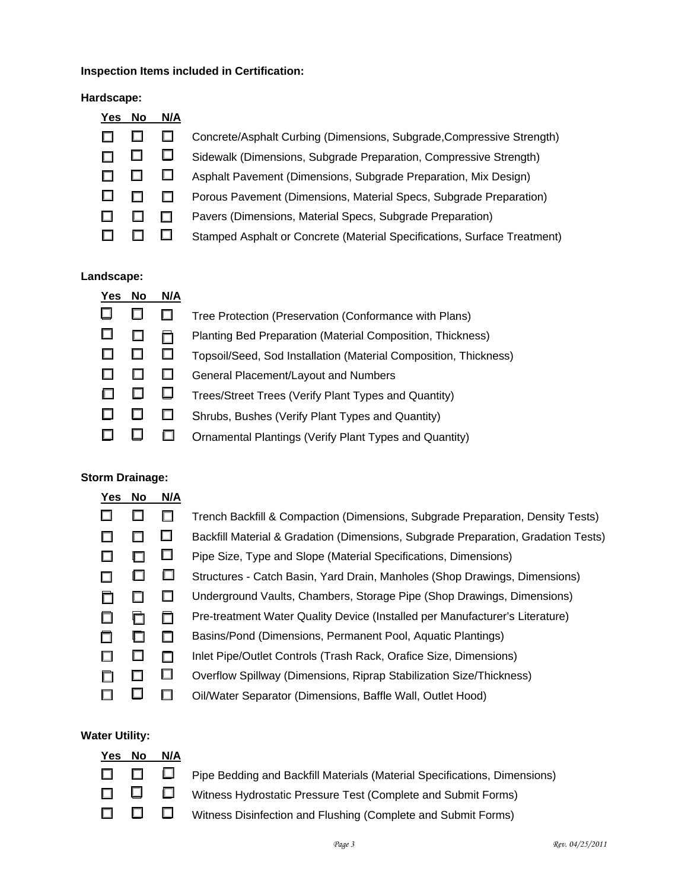**Inspection Items included in Certification:**

**Hardscape:**

| Yes | No | N/A | |
|---|---|---|---|
| ☐ | ☐ | ☐ | Concrete/Asphalt Curbing (Dimensions, Subgrade,Compressive Strength) |
| ☐ | ☐ | ☐ | Sidewalk (Dimensions, Subgrade Preparation, Compressive Strength) |
| ☐ | ☐ | ☐ | Asphalt Pavement (Dimensions, Subgrade Preparation, Mix Design) |
| ☐ | ☐ | ☐ | Porous Pavement (Dimensions, Material Specs, Subgrade Preparation) |
| ☐ | ☐ | ☐ | Pavers (Dimensions, Material Specs, Subgrade Preparation) |
| ☐ | ☐ | ☐ | Stamped Asphalt or Concrete (Material Specifications, Surface Treatment) |

**Landscape:**

| Yes | No | N/A | |
|---|---|---|---|
| ☐ | ☐ | ☐ | Tree Protection (Preservation (Conformance with Plans) |
| ☐ | ☐ | ☐ | Planting Bed Preparation (Material Composition, Thickness) |
| ☐ | ☐ | ☐ | Topsoil/Seed, Sod Installation (Material Composition, Thickness) |
| ☐ | ☐ | ☐ | General Placement/Layout and Numbers |
| ☐ | ☐ | ☐ | Trees/Street Trees (Verify Plant Types and Quantity) |
| ☐ | ☐ | ☐ | Shrubs, Bushes (Verify Plant Types and Quantity) |
| ☐ | ☐ | ☐ | Ornamental Plantings (Verify Plant Types and Quantity) |

**Storm Drainage:**

| Yes | No | N/A | |
|---|---|---|---|
| ☐ | ☐ | ☐ | Trench Backfill & Compaction (Dimensions, Subgrade Preparation, Density Tests) |
| ☐ | ☐ | ☐ | Backfill Material & Gradation (Dimensions, Subgrade Preparation, Gradation Tests) |
| ☐ | ☐ | ☐ | Pipe Size, Type and Slope (Material Specifications, Dimensions) |
| ☐ | ☐ | ☐ | Structures - Catch Basin, Yard Drain, Manholes (Shop Drawings, Dimensions) |
| ☐ | ☐ | ☐ | Underground Vaults, Chambers, Storage Pipe (Shop Drawings, Dimensions) |
| ☐ | ☐ | ☐ | Pre-treatment Water Quality Device (Installed per Manufacturer's Literature) |
| ☐ | ☐ | ☐ | Basins/Pond (Dimensions, Permanent Pool, Aquatic Plantings) |
| ☐ | ☐ | ☐ | Inlet Pipe/Outlet Controls (Trash Rack, Orafice Size, Dimensions) |
| ☐ | ☐ | ☐ | Overflow Spillway (Dimensions, Riprap Stabilization Size/Thickness) |
| ☐ | ☐ | ☐ | Oil/Water Separator (Dimensions, Baffle Wall, Outlet Hood) |

**Water Utility:**

| Yes | No | N/A | |
|---|---|---|---|
| ☐ | ☐ | ☐ | Pipe Bedding and Backfill Materials (Material Specifications, Dimensions) |
| ☐ | ☐ | ☐ | Witness Hydrostatic Pressure Test (Complete and Submit Forms) |
| ☐ | ☐ | ☐ | Witness Disinfection and Flushing (Complete and Submit Forms) |

*Rev. 04/25/2011*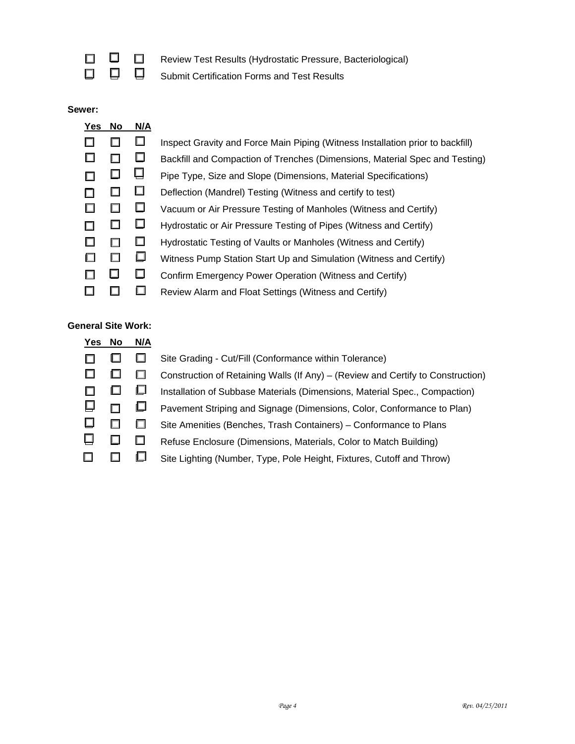| Yes | No | N/A | |
|---|---|---|---|
| ☐ | ☐ | ☐ | Review Test Results (Hydrostatic Pressure, Bacteriological) |
| ☐ | ☐ | ☐ | Submit Certification Forms and Test Results |

**Sewer:**

| Yes | No | N/A | |
|---|---|---|---|
| ☐ | ☐ | ☐ | Inspect Gravity and Force Main Piping (Witness Installation prior to backfill) |
| ☐ | ☐ | ☐ | Backfill and Compaction of Trenches (Dimensions, Material Spec and Testing) |
| ☐ | ☐ | ☐ | Pipe Type, Size and Slope (Dimensions, Material Specifications) |
| ☐ | ☐ | ☐ | Deflection (Mandrel) Testing (Witness and certify to test) |
| ☐ | ☐ | ☐ | Vacuum or Air Pressure Testing of Manholes (Witness and Certify) |
| ☐ | ☐ | ☐ | Hydrostatic or Air Pressure Testing of Pipes (Witness and Certify) |
| ☐ | ☐ | ☐ | Hydrostatic Testing of Vaults or Manholes (Witness and Certify) |
| ☐ | ☐ | ☐ | Witness Pump Station Start Up and Simulation (Witness and Certify) |
| ☐ | ☐ | ☐ | Confirm Emergency Power Operation (Witness and Certify) |
| ☐ | ☐ | ☐ | Review Alarm and Float Settings (Witness and Certify) |

**General Site Work:**

| Yes | No | N/A | |
|---|---|---|---|
| ☐ | ☐ | ☐ | Site Grading - Cut/Fill (Conformance within Tolerance) |
| ☐ | ☐ | ☐ | Construction of Retaining Walls (If Any) – (Review and Certify to Construction) |
| ☐ | ☐ | ☐ | Installation of Subbase Materials (Dimensions, Material Spec., Compaction) |
| ☐ | ☐ | ☐ | Pavement Striping and Signage (Dimensions, Color, Conformance to Plan) |
| ☐ | ☐ | ☐ | Site Amenities (Benches, Trash Containers) – Conformance to Plans |
| ☐ | ☐ | ☐ | Refuse Enclosure (Dimensions, Materials, Color to Match Building) |
| ☐ | ☐ | ☐ | Site Lighting (Number, Type, Pole Height, Fixtures, Cutoff and Throw) |